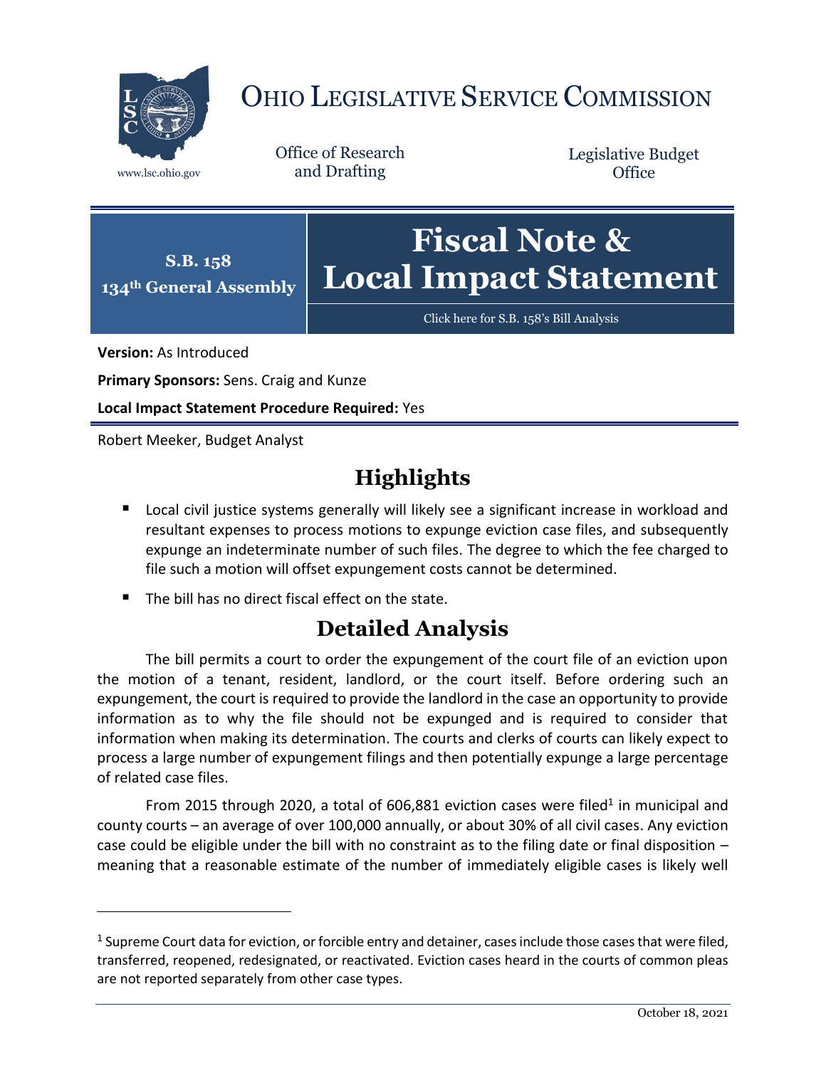# OHIO LEGISLATIVE SERVICE COMMISSION

www.lsc.ohio.gov

Office of Research and Drafting

Legislative Budget Office

**S.B. 158**
**134th General Assembly**

# Fiscal Note & Local Impact Statement

Click here for S.B. 158's Bill Analysis

**Version:** As Introduced

**Primary Sponsors:** Sens. Craig and Kunze

**Local Impact Statement Procedure Required:** Yes

Robert Meeker, Budget Analyst

## Highlights

- Local civil justice systems generally will likely see a significant increase in workload and resultant expenses to process motions to expunge eviction case files, and subsequently expunge an indeterminate number of such files. The degree to which the fee charged to file such a motion will offset expungement costs cannot be determined.
- The bill has no direct fiscal effect on the state.

## Detailed Analysis

The bill permits a court to order the expungement of the court file of an eviction upon the motion of a tenant, resident, landlord, or the court itself. Before ordering such an expungement, the court is required to provide the landlord in the case an opportunity to provide information as to why the file should not be expunged and is required to consider that information when making its determination. The courts and clerks of courts can likely expect to process a large number of expungement filings and then potentially expunge a large percentage of related case files.

From 2015 through 2020, a total of 606,881 eviction cases were filed[1] in municipal and county courts – an average of over 100,000 annually, or about 30% of all civil cases. Any eviction case could be eligible under the bill with no constraint as to the filing date or final disposition – meaning that a reasonable estimate of the number of immediately eligible cases is likely well

[1] Supreme Court data for eviction, or forcible entry and detainer, cases include those cases that were filed, transferred, reopened, redesignated, or reactivated. Eviction cases heard in the courts of common pleas are not reported separately from other case types.

October 18, 2021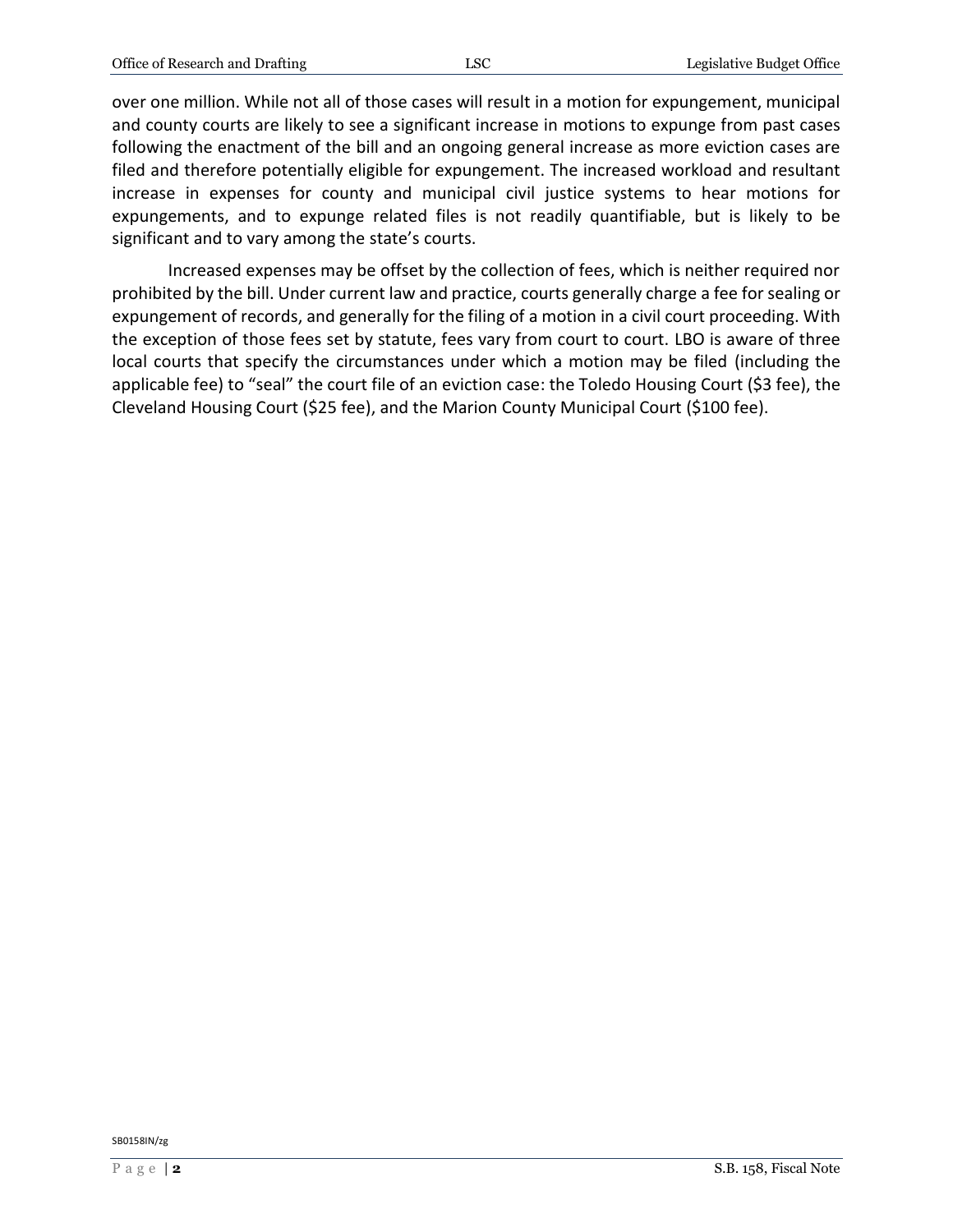over one million. While not all of those cases will result in a motion for expungement, municipal and county courts are likely to see a significant increase in motions to expunge from past cases following the enactment of the bill and an ongoing general increase as more eviction cases are filed and therefore potentially eligible for expungement. The increased workload and resultant increase in expenses for county and municipal civil justice systems to hear motions for expungements, and to expunge related files is not readily quantifiable, but is likely to be significant and to vary among the state's courts.

Increased expenses may be offset by the collection of fees, which is neither required nor prohibited by the bill. Under current law and practice, courts generally charge a fee for sealing or expungement of records, and generally for the filing of a motion in a civil court proceeding. With the exception of those fees set by statute, fees vary from court to court. LBO is aware of three local courts that specify the circumstances under which a motion may be filed (including the applicable fee) to "seal" the court file of an eviction case: the Toledo Housing Court ($3 fee), the Cleveland Housing Court ($25 fee), and the Marion County Municipal Court ($100 fee).

SB0158IN/zg